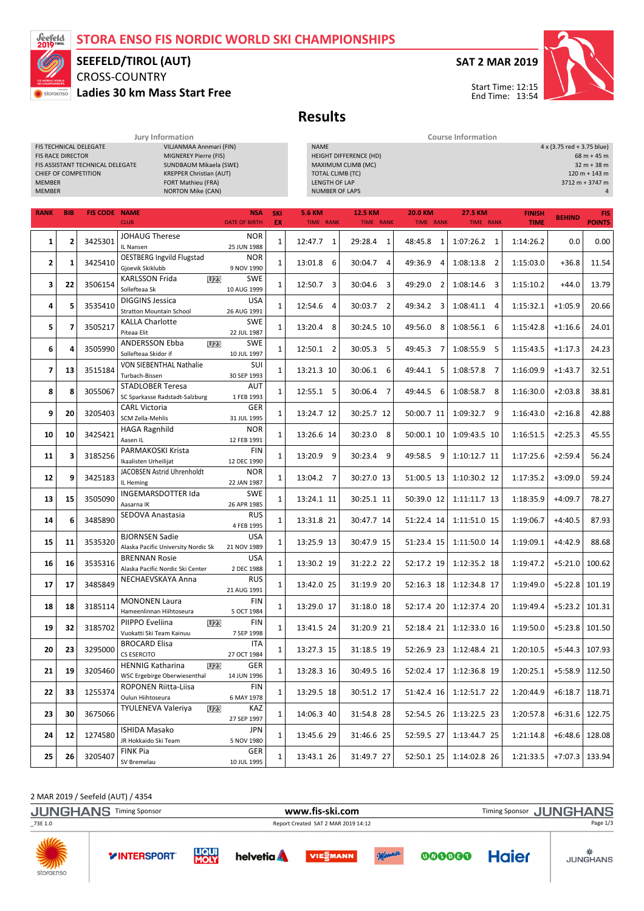# STORA ENSO FIS NORDIC WORLD SKI CHAMPIONSHIPS

## SEEFELD/TIROL (AUT)

CROSS-COUNTRY

**Ladies 30 km Mass Start Free**

**SAT 2 MAR 2019**

Start Time: 12:15
End Time: 13:54

# Results

| Jury Information | |
|---|---|
| FIS TECHNICAL DELEGATE | VIIJANMAA Annmari (FIN) |
| FIS RACE DIRECTOR | MIGNEREY Pierre (FIS) |
| FIS ASSISTANT TECHNICAL DELEGATE | SUNDBAUM Mikaela (SWE) |
| CHIEF OF COMPETITION | KREPPER Christian (AUT) |
| MEMBER | FORT Mathieu (FRA) |
| MEMBER | NORTON Mike (CAN) |

| Course Information | |
|---|---|
| NAME | 4 x (3.75 red + 3.75 blue) |
| HEIGHT DIFFERENCE (HD) | 68 m + 45 m |
| MAXIMUM CLIMB (MC) | 32 m + 38 m |
| TOTAL CLIMB (TC) | 120 m + 143 m |
| LENGTH OF LAP | 3712 m + 3747 m |
| NUMBER OF LAPS | 4 |

| RANK | BIB | FIS CODE | NAME / CLUB | | NSA / DATE OF BIRTH | SKI EX | 5.6 KM TIME | RANK | 12.5 KM TIME | RANK | 20.0 KM TIME | RANK | 27.5 KM TIME | RANK | FINISH TIME | BEHIND | FIS POINTS |
|---|---|---|---|---|---|---|---|---|---|---|---|---|---|---|---|---|---|
| 1 | 2 | 3425301 | JOHAUG Therese / IL Nansen | | NOR / 25 JUN 1988 | 1 | 12:47.7 | 1 | 29:28.4 | 1 | 48:45.8 | 1 | 1:07:26.2 | 1 | 1:14:26.2 | 0.0 | 0.00 |
| 2 | 1 | 3425410 | OESTBERG Ingvild Flugstad / Gjoevik Skiklubb | | NOR / 9 NOV 1990 | 1 | 13:01.8 | 6 | 30:04.7 | 4 | 49:36.9 | 4 | 1:08:13.8 | 2 | 1:15:03.0 | +36.8 | 11.54 |
| 3 | 22 | 3506154 | KARLSSON Frida / Sollefteaa Sk | U23 | SWE / 10 AUG 1999 | 1 | 12:50.7 | 3 | 30:04.6 | 3 | 49:29.0 | 2 | 1:08:14.6 | 3 | 1:15:10.2 | +44.0 | 13.79 |
| 4 | 5 | 3535410 | DIGGINS Jessica / Stratton Mountain School | | USA / 26 AUG 1991 | 1 | 12:54.6 | 4 | 30:03.7 | 2 | 49:34.2 | 3 | 1:08:41.1 | 4 | 1:15:32.1 | +1:05.9 | 20.66 |
| 5 | 7 | 3505217 | KALLA Charlotte / Piteaa Elit | | SWE / 22 JUL 1987 | 1 | 13:20.4 | 8 | 30:24.5 | 10 | 49:56.0 | 8 | 1:08:56.1 | 6 | 1:15:42.8 | +1:16.6 | 24.01 |
| 6 | 4 | 3505990 | ANDERSSON Ebba / Sollefteaa Skidor if | U23 | SWE / 10 JUL 1997 | 1 | 12:50.1 | 2 | 30:05.3 | 5 | 49:45.3 | 7 | 1:08:55.9 | 5 | 1:15:43.5 | +1:17.3 | 24.23 |
| 7 | 13 | 3515184 | VON SIEBENTHAL Nathalie / Turbach-Bissen | | SUI / 30 SEP 1993 | 1 | 13:21.3 | 10 | 30:06.1 | 6 | 49:44.1 | 5 | 1:08:57.8 | 7 | 1:16:09.9 | +1:43.7 | 32.51 |
| 8 | 8 | 3055067 | STADLOBER Teresa / SC Sparkasse Radstadt-Salzburg | | AUT / 1 FEB 1993 | 1 | 12:55.1 | 5 | 30:06.4 | 7 | 49:44.5 | 6 | 1:08:58.7 | 8 | 1:16:30.0 | +2:03.8 | 38.81 |
| 9 | 20 | 3205403 | CARL Victoria / SCM Zella-Mehlis | | GER / 31 JUL 1995 | 1 | 13:24.7 | 12 | 30:25.7 | 12 | 50:00.7 | 11 | 1:09:32.7 | 9 | 1:16:43.0 | +2:16.8 | 42.88 |
| 10 | 10 | 3425421 | HAGA Ragnhild / Aasen IL | | NOR / 12 FEB 1991 | 1 | 13:26.6 | 14 | 30:23.0 | 8 | 50:00.1 | 10 | 1:09:43.5 | 10 | 1:16:51.5 | +2:25.3 | 45.55 |
| 11 | 3 | 3185256 | PARMAKOSKI Krista / Ikaalisten Urheilijat | | FIN / 12 DEC 1990 | 1 | 13:20.9 | 9 | 30:23.4 | 9 | 49:58.5 | 9 | 1:10:12.7 | 11 | 1:17:25.6 | +2:59.4 | 56.24 |
| 12 | 9 | 3425183 | JACOBSEN Astrid Uhrenholdt / IL Heming | | NOR / 22 JAN 1987 | 1 | 13:04.2 | 7 | 30:27.0 | 13 | 51:00.5 | 13 | 1:10:30.2 | 12 | 1:17:35.2 | +3:09.0 | 59.24 |
| 13 | 15 | 3505090 | INGEMARSDOTTER Ida / Aasarna IK | | SWE / 26 APR 1985 | 1 | 13:24.1 | 11 | 30:25.1 | 11 | 50:39.0 | 12 | 1:11:11.7 | 13 | 1:18:35.9 | +4:09.7 | 78.27 |
| 14 | 6 | 3485890 | SEDOVA Anastasia | | RUS / 4 FEB 1995 | 1 | 13:31.8 | 21 | 30:47.7 | 14 | 51:22.4 | 14 | 1:11:51.0 | 15 | 1:19:06.7 | +4:40.5 | 87.93 |
| 15 | 11 | 3535320 | BJORNSEN Sadie / Alaska Pacific University Nordic Sk | | USA / 21 NOV 1989 | 1 | 13:25.9 | 13 | 30:47.9 | 15 | 51:23.4 | 15 | 1:11:50.0 | 14 | 1:19:09.1 | +4:42.9 | 88.68 |
| 16 | 16 | 3535316 | BRENNAN Rosie / Alaska Pacific Nordic Ski Center | | USA / 2 DEC 1988 | 1 | 13:30.2 | 19 | 31:22.2 | 22 | 52:17.2 | 19 | 1:12:35.2 | 18 | 1:19:47.2 | +5:21.0 | 100.62 |
| 17 | 17 | 3485849 | NECHAEVSKAYA Anna | | RUS / 21 AUG 1991 | 1 | 13:42.0 | 25 | 31:19.9 | 20 | 52:16.3 | 18 | 1:12:34.8 | 17 | 1:19:49.0 | +5:22.8 | 101.19 |
| 18 | 18 | 3185114 | MONONEN Laura / Hameenlinnan Hiihtoseura | | FIN / 5 OCT 1984 | 1 | 13:29.0 | 17 | 31:18.0 | 18 | 52:17.4 | 20 | 1:12:37.4 | 20 | 1:19:49.4 | +5:23.2 | 101.31 |
| 19 | 32 | 3185702 | PIIPPO Eveliina / Vuokatti Ski Team Kainuu | U23 | FIN / 7 SEP 1998 | 1 | 13:41.5 | 24 | 31:20.9 | 21 | 52:18.4 | 21 | 1:12:33.0 | 16 | 1:19:50.0 | +5:23.8 | 101.50 |
| 20 | 23 | 3295000 | BROCARD Elisa / CS ESERCITO | | ITA / 27 OCT 1984 | 1 | 13:27.3 | 15 | 31:18.5 | 19 | 52:26.9 | 23 | 1:12:48.4 | 21 | 1:20:10.5 | +5:44.3 | 107.93 |
| 21 | 19 | 3205460 | HENNIG Katharina / WSC Ergebirge Oberwiesenthal | U23 | GER / 14 JUN 1996 | 1 | 13:28.3 | 16 | 30:49.5 | 16 | 52:02.4 | 17 | 1:12:36.8 | 19 | 1:20:25.1 | +5:58.9 | 112.50 |
| 22 | 33 | 1255374 | ROPONEN Riitta-Liisa / Oulun Hiihtoseura | | FIN / 6 MAY 1978 | 1 | 13:29.5 | 18 | 30:51.2 | 17 | 51:42.4 | 16 | 1:12:51.7 | 22 | 1:20:44.9 | +6:18.7 | 118.71 |
| 23 | 30 | 3675066 | TYULENEVA Valeriya | U23 | KAZ / 27 SEP 1997 | 1 | 14:06.3 | 40 | 31:54.8 | 28 | 52:54.5 | 26 | 1:13:22.5 | 23 | 1:20:57.8 | +6:31.6 | 122.75 |
| 24 | 12 | 1274580 | ISHIDA Masako / JR Hokkaido Ski Team | | JPN / 5 NOV 1980 | 1 | 13:45.6 | 29 | 31:46.6 | 25 | 52:59.5 | 27 | 1:13:44.7 | 25 | 1:21:14.8 | +6:48.6 | 128.08 |
| 25 | 26 | 3205407 | FINK Pia / SV Bremelau | | GER / 10 JUL 1995 | 1 | 13:43.1 | 26 | 31:49.7 | 27 | 52:50.1 | 25 | 1:14:02.8 | 26 | 1:21:33.5 | +7:07.3 | 133.94 |

2 MAR 2019 / Seefeld (AUT) / 4354

Timing Sponsor JUNGHANS — www.fis-ski.com — Report Created SAT 2 MAR 2019 14:12

_73E 1.0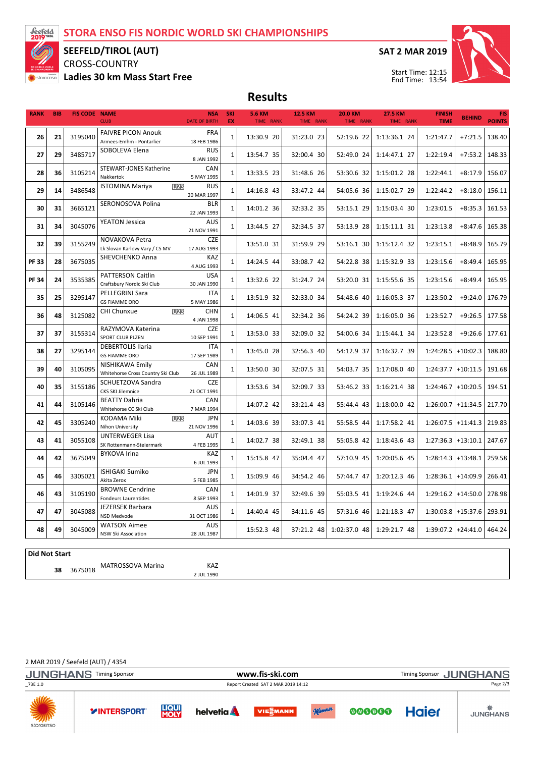# STORA ENSO FIS NORDIC WORLD SKI CHAMPIONSHIPS

## SEEFELD/TIROL (AUT)

CROSS-COUNTRY

**Ladies 30 km Mass Start Free**

**SAT 2 MAR 2019**

Start Time: 12:15
End Time: 13:54

## Results

| RANK | BIB | FIS CODE | NAME / CLUB | NSA / DATE OF BIRTH | SKI EX | 5.6 KM TIME | RANK | 12.5 KM TIME | RANK | 20.0 KM TIME | RANK | 27.5 KM TIME | RANK | FINISH TIME | BEHIND | FIS POINTS |
|---|---|---|---|---|---|---|---|---|---|---|---|---|---|---|---|---|
| 26 | 21 | 3195040 | FAIVRE PICON Anouk / Armees-Emhm - Pontarlier | FRA / 18 FEB 1986 | 1 | 13:30.9 | 20 | 31:23.0 | 23 | 52:19.6 | 22 | 1:13:36.1 | 24 | 1:21:47.7 | +7:21.5 | 138.40 |
| 27 | 29 | 3485717 | SOBOLEVA Elena | RUS / 8 JAN 1992 | 1 | 13:54.7 | 35 | 32:00.4 | 30 | 52:49.0 | 24 | 1:14:47.1 | 27 | 1:22:19.4 | +7:53.2 | 148.33 |
| 28 | 36 | 3105214 | STEWART-JONES Katherine / Nakkertok | CAN / 5 MAY 1995 | 1 | 13:33.5 | 23 | 31:48.6 | 26 | 53:30.6 | 32 | 1:15:01.2 | 28 | 1:22:44.1 | +8:17.9 | 156.07 |
| 29 | 14 | 3486548 | ISTOMINA Mariya U23 | RUS / 20 MAR 1997 | 1 | 14:16.8 | 43 | 33:47.2 | 44 | 54:05.6 | 36 | 1:15:02.7 | 29 | 1:22:44.2 | +8:18.0 | 156.11 |
| 30 | 31 | 3665121 | SERONOSOVA Polina | BLR / 22 JAN 1993 | 1 | 14:01.2 | 36 | 32:33.2 | 35 | 53:15.1 | 29 | 1:15:03.4 | 30 | 1:23:01.5 | +8:35.3 | 161.53 |
| 31 | 34 | 3045076 | YEATON Jessica | AUS / 21 NOV 1991 | 1 | 13:44.5 | 27 | 32:34.5 | 37 | 53:13.9 | 28 | 1:15:11.1 | 31 | 1:23:13.8 | +8:47.6 | 165.38 |
| 32 | 39 | 3155249 | NOVAKOVA Petra / Lk Slovan Karlovy Vary / CS MV | CZE / 17 AUG 1993 | | 13:51.0 | 31 | 31:59.9 | 29 | 53:16.1 | 30 | 1:15:12.4 | 32 | 1:23:15.1 | +8:48.9 | 165.79 |
| PF 33 | 28 | 3675035 | SHEVCHENKO Anna | KAZ / 4 AUG 1993 | 1 | 14:24.5 | 44 | 33:08.7 | 42 | 54:22.8 | 38 | 1:15:32.9 | 33 | 1:23:15.6 | +8:49.4 | 165.95 |
| PF 34 | 24 | 3535385 | PATTERSON Caitlin / Craftsbury Nordic Ski Club | USA / 30 JAN 1990 | 1 | 13:32.6 | 22 | 31:24.7 | 24 | 53:20.0 | 31 | 1:15:55.6 | 35 | 1:23:15.6 | +8:49.4 | 165.95 |
| 35 | 25 | 3295147 | PELLEGRINI Sara / GS FIAMME ORO | ITA / 5 MAY 1986 | 1 | 13:51.9 | 32 | 32:33.0 | 34 | 54:48.6 | 40 | 1:16:05.3 | 37 | 1:23:50.2 | +9:24.0 | 176.79 |
| 36 | 48 | 3125082 | CHI Chunxue U23 | CHN / 4 JAN 1998 | 1 | 14:06.5 | 41 | 32:34.2 | 36 | 54:24.2 | 39 | 1:16:05.0 | 36 | 1:23:52.7 | +9:26.5 | 177.58 |
| 37 | 37 | 3155314 | RAZYMOVA Katerina / SPORT CLUB PLZEN | CZE / 10 SEP 1991 | 1 | 13:53.0 | 33 | 32:09.0 | 32 | 54:00.6 | 34 | 1:15:44.1 | 34 | 1:23:52.8 | +9:26.6 | 177.61 |
| 38 | 27 | 3295144 | DEBERTOLIS Ilaria / GS FIAMME ORO | ITA / 17 SEP 1989 | 1 | 13:45.0 | 28 | 32:56.3 | 40 | 54:12.9 | 37 | 1:16:32.7 | 39 | 1:24:28.5 | +10:02.3 | 188.80 |
| 39 | 40 | 3105095 | NISHIKAWA Emily / Whitehorse Cross Country Ski Club | CAN / 26 JUL 1989 | 1 | 13:50.0 | 30 | 32:07.5 | 31 | 54:03.7 | 35 | 1:17:08.0 | 40 | 1:24:37.7 | +10:11.5 | 191.68 |
| 40 | 35 | 3155186 | SCHUETZOVA Sandra / CKS SKI Jilemnice | CZE / 21 OCT 1991 | | 13:53.6 | 34 | 32:09.7 | 33 | 53:46.2 | 33 | 1:16:21.4 | 38 | 1:24:46.7 | +10:20.5 | 194.51 |
| 41 | 44 | 3105146 | BEATTY Dahria / Whitehorse CC Ski Club | CAN / 7 MAR 1994 | | 14:07.2 | 42 | 33:21.4 | 43 | 55:44.4 | 43 | 1:18:00.0 | 42 | 1:26:00.7 | +11:34.5 | 217.70 |
| 42 | 45 | 3305240 | KODAMA Miki U23 / Nihon University | JPN / 21 NOV 1996 | 1 | 14:03.6 | 39 | 33:07.3 | 41 | 55:58.5 | 44 | 1:17:58.2 | 41 | 1:26:07.5 | +11:41.3 | 219.83 |
| 43 | 41 | 3055108 | UNTERWEGER Lisa / SK Rottenmann-Steiermark | AUT / 4 FEB 1995 | 1 | 14:02.7 | 38 | 32:49.1 | 38 | 55:05.8 | 42 | 1:18:43.6 | 43 | 1:27:36.3 | +13:10.1 | 247.67 |
| 44 | 42 | 3675049 | BYKOVA Irina | KAZ / 6 JUL 1993 | 1 | 15:15.8 | 47 | 35:04.4 | 47 | 57:10.9 | 45 | 1:20:05.6 | 45 | 1:28:14.3 | +13:48.1 | 259.58 |
| 45 | 46 | 3305021 | ISHIGAKI Sumiko / Akita Zerox | JPN / 5 FEB 1985 | 1 | 15:09.9 | 46 | 34:54.2 | 46 | 57:44.7 | 47 | 1:20:12.3 | 46 | 1:28:36.1 | +14:09.9 | 266.41 |
| 46 | 43 | 3105190 | BROWNE Cendrine / Fondeurs Laurentides | CAN / 8 SEP 1993 | 1 | 14:01.9 | 37 | 32:49.6 | 39 | 55:03.5 | 41 | 1:19:24.6 | 44 | 1:29:16.2 | +14:50.0 | 278.98 |
| 47 | 47 | 3045088 | JEZERSEK Barbara / NSD Medvode | AUS / 31 OCT 1986 | 1 | 14:40.4 | 45 | 34:11.6 | 45 | 57:31.6 | 46 | 1:21:18.3 | 47 | 1:30:03.8 | +15:37.6 | 293.91 |
| 48 | 49 | 3045009 | WATSON Aimee / NSW Ski Association | AUS / 28 JUL 1987 | | 15:52.3 | 48 | 37:21.2 | 48 | 1:02:37.0 | 48 | 1:29:21.7 | 48 | 1:39:07.2 | +24:41.0 | 464.24 |

**Did Not Start**

| BIB | FIS CODE | NAME | NSA / DATE OF BIRTH |
|---|---|---|---|
| 38 | 3675018 | MATROSSOVA Marina | KAZ / 2 JUL 1990 |

2 MAR 2019 / Seefeld (AUT) / 4354

www.fis-ski.com

Report Created SAT 2 MAR 2019 14:12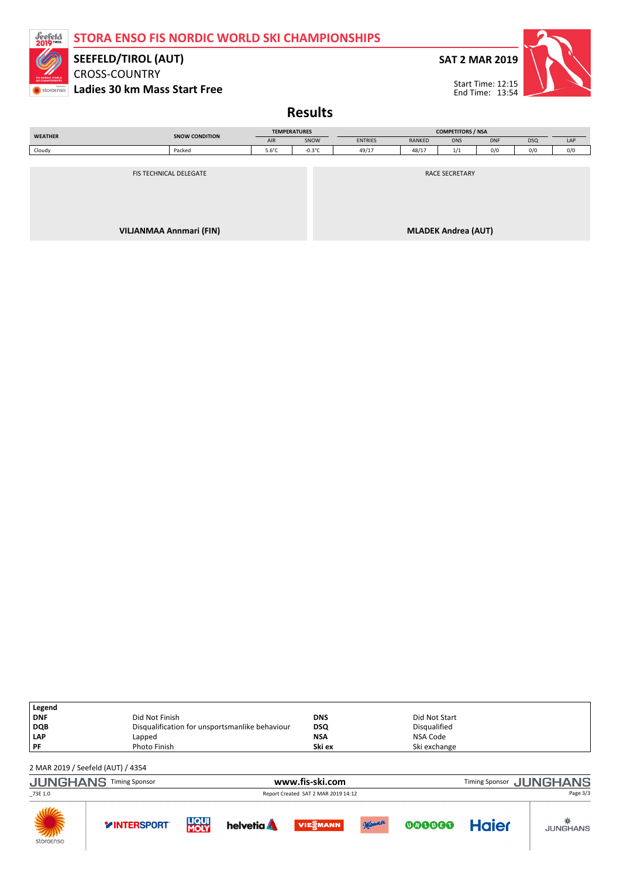# STORA ENSO FIS NORDIC WORLD SKI CHAMPIONSHIPS

**SEEFELD/TIROL (AUT)**

CROSS-COUNTRY

**Ladies 30 km Mass Start Free**

**SAT 2 MAR 2019**

Start Time: 12:15
End Time: 13:54

## Results

| WEATHER | SNOW CONDITION | TEMPERATURES | | COMPETITORS / NSA | | | | | |
|---|---|---|---|---|---|---|---|---|---|
| | | AIR | SNOW | ENTRIES | RANKED | DNS | DNF | DSQ | LAP |
| Cloudy | Packed | 5.6°C | -0.3°C | 49/17 | 48/17 | 1/1 | 0/0 | 0/0 | 0/0 |

| FIS TECHNICAL DELEGATE | RACE SECRETARY |
|---|---|
| **VILJANMAA Annmari (FIN)** | **MLADEK Andrea (AUT)** |

| Legend | | | |
|---|---|---|---|
| **DNF** | Did Not Finish | **DNS** | Did Not Start |
| **DQB** | Disqualification for unsportsmanlike behaviour | **DSQ** | Disqualified |
| **LAP** | Lapped | **NSA** | NSA Code |
| **PF** | Photo Finish | **Ski ex** | Ski exchange |

2 MAR 2019 / Seefeld (AUT) / 4354

JUNGHANS Timing Sponsor www.fis-ski.com Timing Sponsor JUNGHANS

_73E 1.0 Report Created SAT 2 MAR 2019 14:12